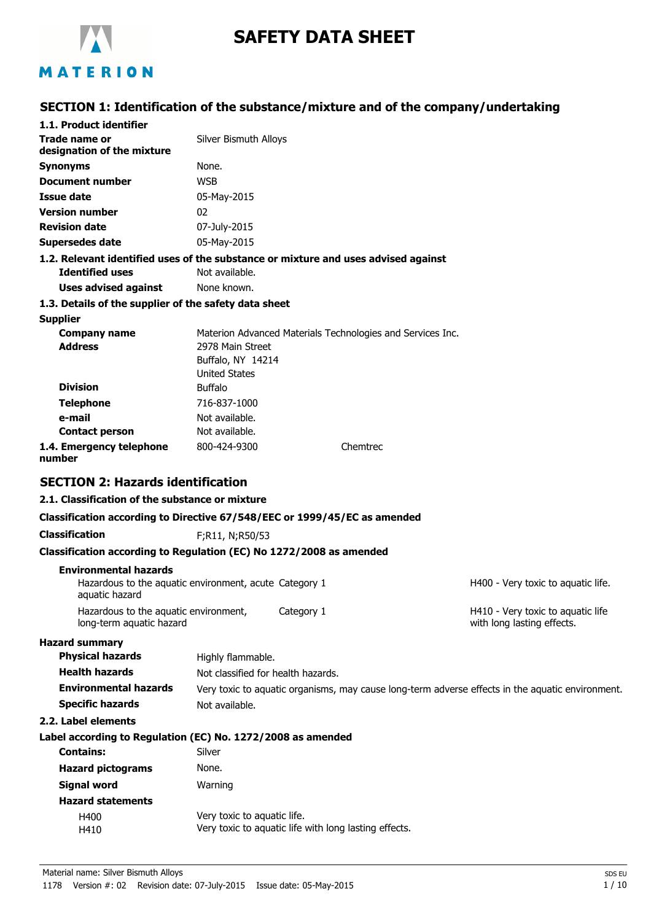# SAFETY DATA SHEET

## SECTION 1: Identification of the substance/mixture and of the company/undertaking

### 1.1. Product identifier

| | |
|---|---|
| **Trade name or designation of the mixture** | Silver Bismuth Alloys |
| **Synonyms** | None. |
| **Document number** | WSB |
| **Issue date** | 05-May-2015 |
| **Version number** | 02 |
| **Revision date** | 07-July-2015 |
| **Supersedes date** | 05-May-2015 |

### 1.2. Relevant identified uses of the substance or mixture and uses advised against

| | |
|---|---|
| **Identified uses** | Not available. |
| **Uses advised against** | None known. |

### 1.3. Details of the supplier of the safety data sheet

**Supplier**

| | |
|---|---|
| **Company name** | Materion Advanced Materials Technologies and Services Inc. |
| **Address** | 2978 Main Street<br>Buffalo, NY 14214<br>United States |
| **Division** | Buffalo |
| **Telephone** | 716-837-1000 |
| **e-mail** | Not available. |
| **Contact person** | Not available. |

**1.4. Emergency telephone number** 800-424-9300 Chemtrec

## SECTION 2: Hazards identification

### 2.1. Classification of the substance or mixture

**Classification according to Directive 67/548/EEC or 1999/45/EC as amended**

**Classification** F;R11, N;R50/53

**Classification according to Regulation (EC) No 1272/2008 as amended**

**Environmental hazards**

| | | |
|---|---|---|
| Hazardous to the aquatic environment, acute aquatic hazard | Category 1 | H400 - Very toxic to aquatic life. |
| Hazardous to the aquatic environment, long-term aquatic hazard | Category 1 | H410 - Very toxic to aquatic life with long lasting effects. |

**Hazard summary**

| | |
|---|---|
| **Physical hazards** | Highly flammable. |
| **Health hazards** | Not classified for health hazards. |
| **Environmental hazards** | Very toxic to aquatic organisms, may cause long-term adverse effects in the aquatic environment. |
| **Specific hazards** | Not available. |

### 2.2. Label elements

**Label according to Regulation (EC) No. 1272/2008 as amended**

| | |
|---|---|
| **Contains:** | Silver |
| **Hazard pictograms** | None. |
| **Signal word** | Warning |

**Hazard statements**

| | |
|---|---|
| H400 | Very toxic to aquatic life. |
| H410 | Very toxic to aquatic life with long lasting effects. |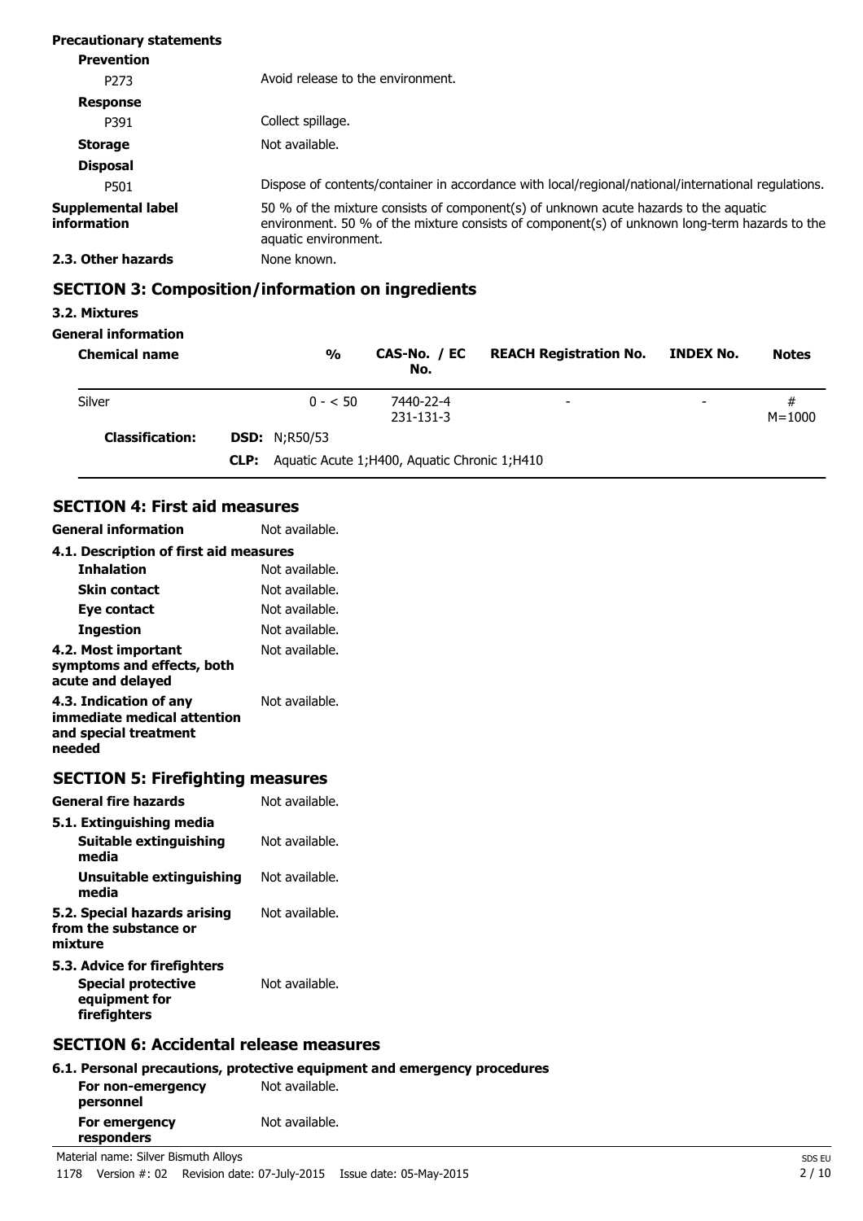**Precautionary statements**

**Prevention**

| | |
|---|---|
| P273 | Avoid release to the environment. |

**Response**

| | |
|---|---|
| P391 | Collect spillage. |

| | |
|---|---|
| **Storage** | Not available. |

**Disposal**

| | |
|---|---|
| P501 | Dispose of contents/container in accordance with local/regional/national/international regulations. |
| **Supplemental label information** | 50 % of the mixture consists of component(s) of unknown acute hazards to the aquatic environment. 50 % of the mixture consists of component(s) of unknown long-term hazards to the aquatic environment. |
| **2.3. Other hazards** | None known. |

## SECTION 3: Composition/information on ingredients

**3.2. Mixtures**

**General information**

| Chemical name | % | CAS-No. / EC No. | REACH Registration No. | INDEX No. | Notes |
|---|---|---|---|---|---|
| Silver | 0 - < 50 | 7440-22-4 231-131-3 | - | - | # M=1000 |
| **Classification:** | **DSD:** N;R50/53 | | | | |
| | **CLP:** Aquatic Acute 1;H400, Aquatic Chronic 1;H410 | | | | |

## SECTION 4: First aid measures

| | |
|---|---|
| **General information** | Not available. |

**4.1. Description of first aid measures**

| | |
|---|---|
| **Inhalation** | Not available. |
| **Skin contact** | Not available. |
| **Eye contact** | Not available. |
| **Ingestion** | Not available. |
| **4.2. Most important symptoms and effects, both acute and delayed** | Not available. |
| **4.3. Indication of any immediate medical attention and special treatment needed** | Not available. |

## SECTION 5: Firefighting measures

| | |
|---|---|
| **General fire hazards** | Not available. |

**5.1. Extinguishing media**

| | |
|---|---|
| **Suitable extinguishing media** | Not available. |
| **Unsuitable extinguishing media** | Not available. |
| **5.2. Special hazards arising from the substance or mixture** | Not available. |

**5.3. Advice for firefighters**

| | |
|---|---|
| **Special protective equipment for firefighters** | Not available. |

## SECTION 6: Accidental release measures

**6.1. Personal precautions, protective equipment and emergency procedures**

| | |
|---|---|
| **For non-emergency personnel** | Not available. |
| **For emergency responders** | Not available. |

Material name: Silver Bismuth Alloys

1178 Version #: 02 Revision date: 07-July-2015 Issue date: 05-May-2015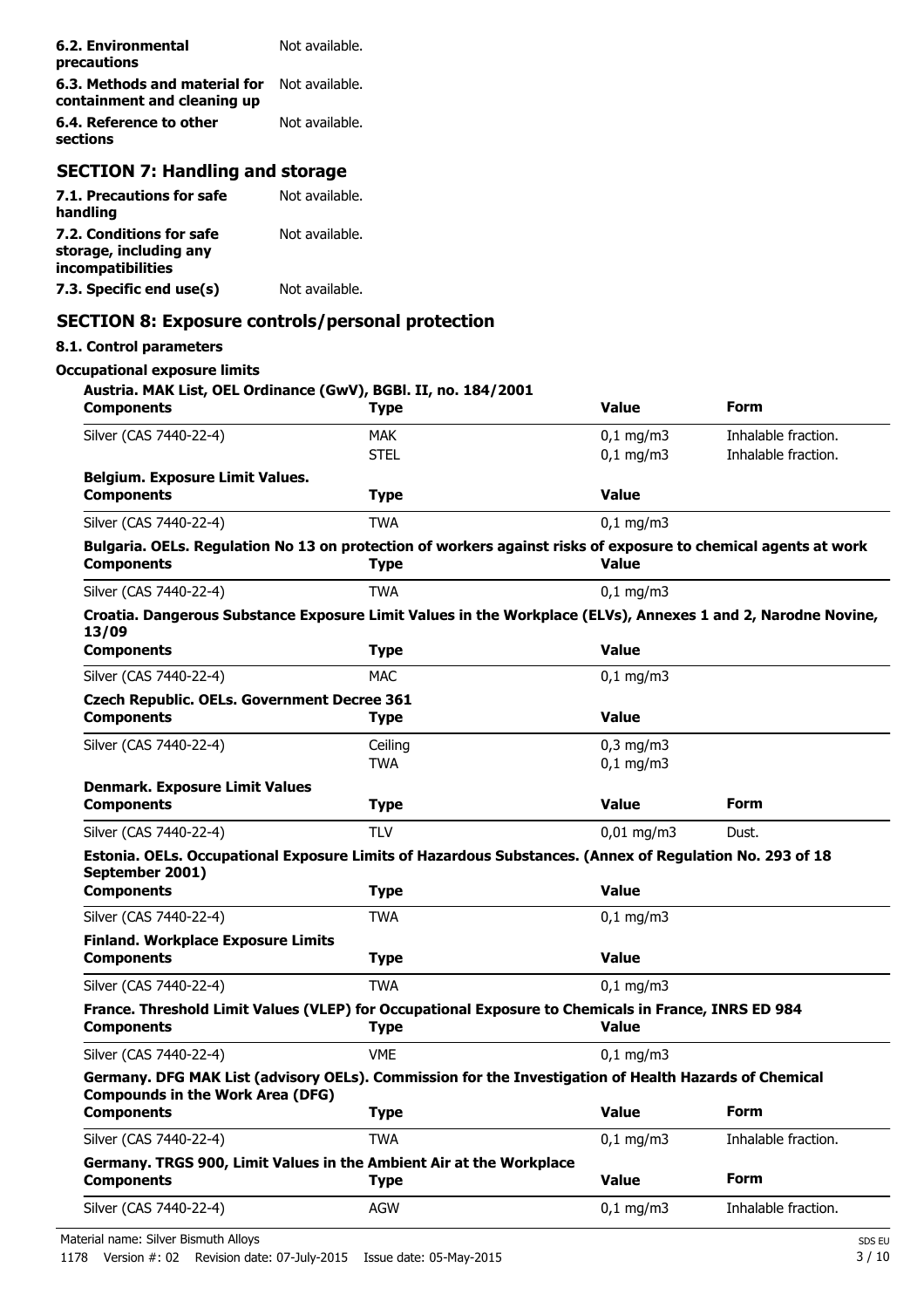| | |
|---|---|
| **6.2. Environmental precautions** | Not available. |
| **6.3. Methods and material for containment and cleaning up** | Not available. |
| **6.4. Reference to other sections** | Not available. |

## SECTION 7: Handling and storage

| | |
|---|---|
| **7.1. Precautions for safe handling** | Not available. |
| **7.2. Conditions for safe storage, including any incompatibilities** | Not available. |
| **7.3. Specific end use(s)** | Not available. |

## SECTION 8: Exposure controls/personal protection

### 8.1. Control parameters

**Occupational exposure limits**

**Austria. MAK List, OEL Ordinance (GwV), BGBl. II, no. 184/2001**

| Components | Type | Value | Form |
|---|---|---|---|
| Silver (CAS 7440-22-4) | MAK | 0,1 mg/m3 | Inhalable fraction. |
| | STEL | 0,1 mg/m3 | Inhalable fraction. |

**Belgium. Exposure Limit Values.**

| Components | Type | Value |
|---|---|---|
| Silver (CAS 7440-22-4) | TWA | 0,1 mg/m3 |

**Bulgaria. OELs. Regulation No 13 on protection of workers against risks of exposure to chemical agents at work**

| Components | Type | Value |
|---|---|---|
| Silver (CAS 7440-22-4) | TWA | 0,1 mg/m3 |

**Croatia. Dangerous Substance Exposure Limit Values in the Workplace (ELVs), Annexes 1 and 2, Narodne Novine, 13/09**

| Components | Type | Value |
|---|---|---|
| Silver (CAS 7440-22-4) | MAC | 0,1 mg/m3 |

**Czech Republic. OELs. Government Decree 361**

| Components | Type | Value |
|---|---|---|
| Silver (CAS 7440-22-4) | Ceiling | 0,3 mg/m3 |
| | TWA | 0,1 mg/m3 |

**Denmark. Exposure Limit Values**

| Components | Type | Value | Form |
|---|---|---|---|
| Silver (CAS 7440-22-4) | TLV | 0,01 mg/m3 | Dust. |

**Estonia. OELs. Occupational Exposure Limits of Hazardous Substances. (Annex of Regulation No. 293 of 18 September 2001)**

| Components | Type | Value |
|---|---|---|
| Silver (CAS 7440-22-4) | TWA | 0,1 mg/m3 |

**Finland. Workplace Exposure Limits**

| Components | Type | Value |
|---|---|---|
| Silver (CAS 7440-22-4) | TWA | 0,1 mg/m3 |

**France. Threshold Limit Values (VLEP) for Occupational Exposure to Chemicals in France, INRS ED 984**

| Components | Type | Value |
|---|---|---|
| Silver (CAS 7440-22-4) | VME | 0,1 mg/m3 |

**Germany. DFG MAK List (advisory OELs). Commission for the Investigation of Health Hazards of Chemical Compounds in the Work Area (DFG)**

| Components | Type | Value | Form |
|---|---|---|---|
| Silver (CAS 7440-22-4) | TWA | 0,1 mg/m3 | Inhalable fraction. |

**Germany. TRGS 900, Limit Values in the Ambient Air at the Workplace**

| Components | Type | Value | Form |
|---|---|---|---|
| Silver (CAS 7440-22-4) | AGW | 0,1 mg/m3 | Inhalable fraction. |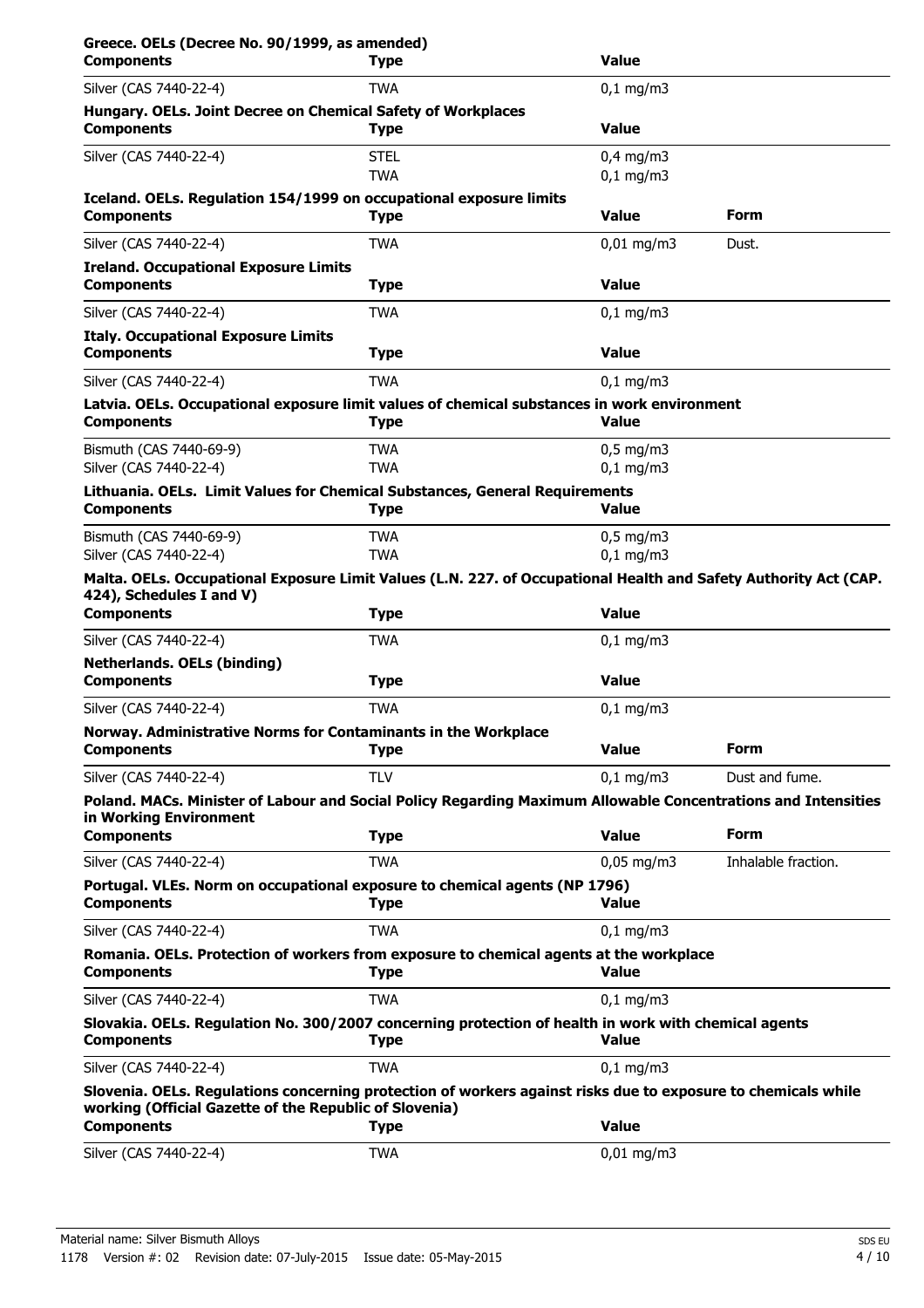**Greece. OELs (Decree No. 90/1999, as amended)**

| Components | Type | Value |
|---|---|---|
| Silver (CAS 7440-22-4) | TWA | 0,1 mg/m3 |

**Hungary. OELs. Joint Decree on Chemical Safety of Workplaces**

| Components | Type | Value |
|---|---|---|
| Silver (CAS 7440-22-4) | STEL | 0,4 mg/m3 |
| | TWA | 0,1 mg/m3 |

**Iceland. OELs. Regulation 154/1999 on occupational exposure limits**

| Components | Type | Value | Form |
|---|---|---|---|
| Silver (CAS 7440-22-4) | TWA | 0,01 mg/m3 | Dust. |

**Ireland. Occupational Exposure Limits**

| Components | Type | Value |
|---|---|---|
| Silver (CAS 7440-22-4) | TWA | 0,1 mg/m3 |

**Italy. Occupational Exposure Limits**

| Components | Type | Value |
|---|---|---|
| Silver (CAS 7440-22-4) | TWA | 0,1 mg/m3 |

**Latvia. OELs. Occupational exposure limit values of chemical substances in work environment**

| Components | Type | Value |
|---|---|---|
| Bismuth (CAS 7440-69-9) | TWA | 0,5 mg/m3 |
| Silver (CAS 7440-22-4) | TWA | 0,1 mg/m3 |

**Lithuania. OELs. Limit Values for Chemical Substances, General Requirements**

| Components | Type | Value |
|---|---|---|
| Bismuth (CAS 7440-69-9) | TWA | 0,5 mg/m3 |
| Silver (CAS 7440-22-4) | TWA | 0,1 mg/m3 |

**Malta. OELs. Occupational Exposure Limit Values (L.N. 227. of Occupational Health and Safety Authority Act (CAP. 424), Schedules I and V)**

| Components | Type | Value |
|---|---|---|
| Silver (CAS 7440-22-4) | TWA | 0,1 mg/m3 |

**Netherlands. OELs (binding)**

| Components | Type | Value |
|---|---|---|
| Silver (CAS 7440-22-4) | TWA | 0,1 mg/m3 |

**Norway. Administrative Norms for Contaminants in the Workplace**

| Components | Type | Value | Form |
|---|---|---|---|
| Silver (CAS 7440-22-4) | TLV | 0,1 mg/m3 | Dust and fume. |

**Poland. MACs. Minister of Labour and Social Policy Regarding Maximum Allowable Concentrations and Intensities in Working Environment**

| Components | Type | Value | Form |
|---|---|---|---|
| Silver (CAS 7440-22-4) | TWA | 0,05 mg/m3 | Inhalable fraction. |

**Portugal. VLEs. Norm on occupational exposure to chemical agents (NP 1796)**

| Components | Type | Value |
|---|---|---|
| Silver (CAS 7440-22-4) | TWA | 0,1 mg/m3 |

**Romania. OELs. Protection of workers from exposure to chemical agents at the workplace**

| Components | Type | Value |
|---|---|---|
| Silver (CAS 7440-22-4) | TWA | 0,1 mg/m3 |

**Slovakia. OELs. Regulation No. 300/2007 concerning protection of health in work with chemical agents**

| Components | Type | Value |
|---|---|---|
| Silver (CAS 7440-22-4) | TWA | 0,1 mg/m3 |

**Slovenia. OELs. Regulations concerning protection of workers against risks due to exposure to chemicals while working (Official Gazette of the Republic of Slovenia)**

| Components | Type | Value |
|---|---|---|
| Silver (CAS 7440-22-4) | TWA | 0,01 mg/m3 |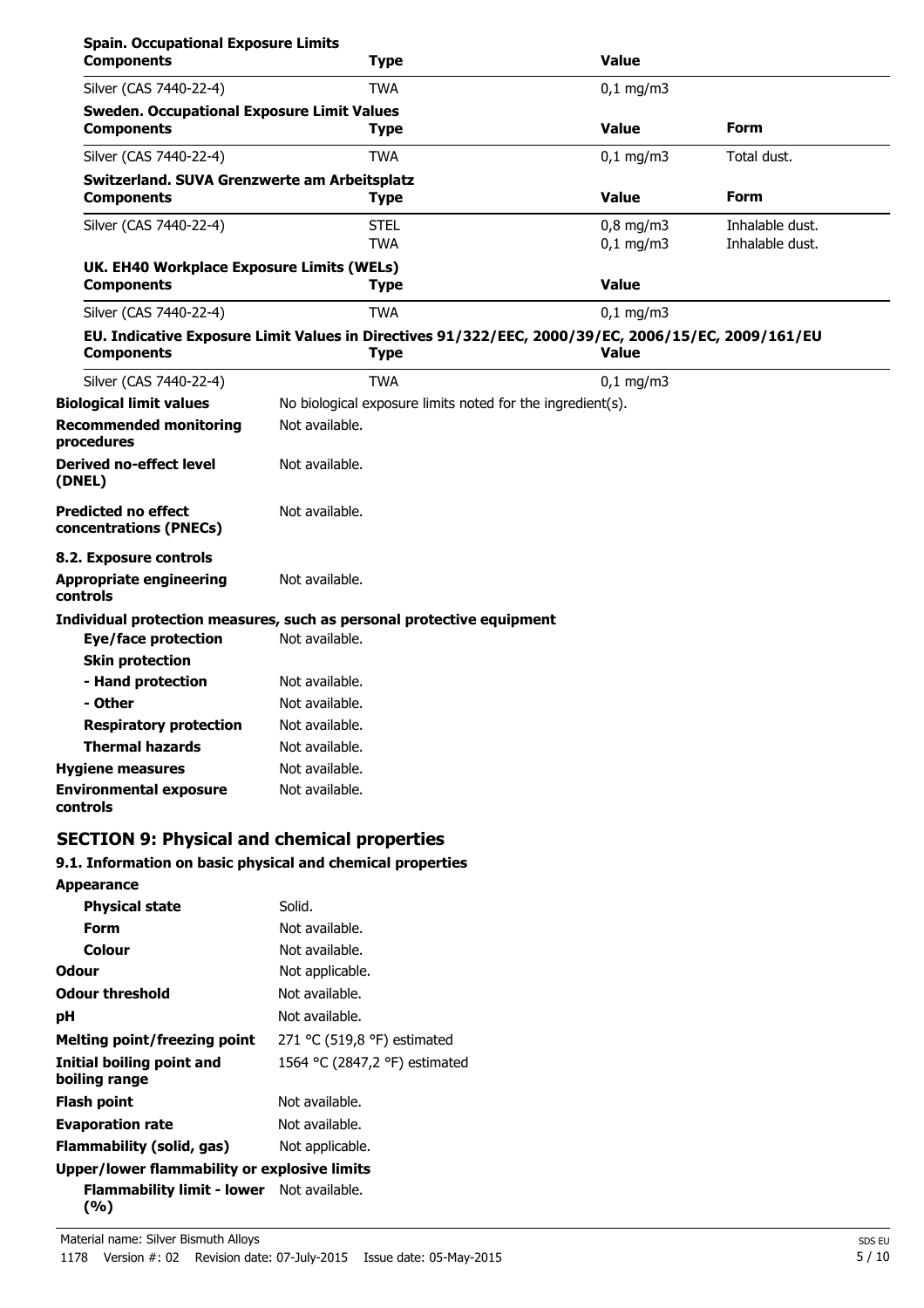**Spain. Occupational Exposure Limits**

| Components | Type | Value |
| --- | --- | --- |
| Silver (CAS 7440-22-4) | TWA | 0,1 mg/m3 |

**Sweden. Occupational Exposure Limit Values**

| Components | Type | Value | Form |
| --- | --- | --- | --- |
| Silver (CAS 7440-22-4) | TWA | 0,1 mg/m3 | Total dust. |

**Switzerland. SUVA Grenzwerte am Arbeitsplatz**

| Components | Type | Value | Form |
| --- | --- | --- | --- |
| Silver (CAS 7440-22-4) | STEL | 0,8 mg/m3 | Inhalable dust. |
| | TWA | 0,1 mg/m3 | Inhalable dust. |

**UK. EH40 Workplace Exposure Limits (WELs)**

| Components | Type | Value |
| --- | --- | --- |
| Silver (CAS 7440-22-4) | TWA | 0,1 mg/m3 |

**EU. Indicative Exposure Limit Values in Directives 91/322/EEC, 2000/39/EC, 2006/15/EC, 2009/161/EU**

| Components | Type | Value |
| --- | --- | --- |
| Silver (CAS 7440-22-4) | TWA | 0,1 mg/m3 |

**Biological limit values** No biological exposure limits noted for the ingredient(s).

**Recommended monitoring procedures** Not available.

**Derived no-effect level (DNEL)** Not available.

**Predicted no effect concentrations (PNECs)** Not available.

**8.2. Exposure controls**

**Appropriate engineering controls** Not available.

**Individual protection measures, such as personal protective equipment**

- **Eye/face protection** Not available.
- **Skin protection**
  - **- Hand protection** Not available.
  - **- Other** Not available.
- **Respiratory protection** Not available.
- **Thermal hazards** Not available.

**Hygiene measures** Not available.

**Environmental exposure controls** Not available.

## SECTION 9: Physical and chemical properties

**9.1. Information on basic physical and chemical properties**

**Appearance**

- **Physical state** Solid.
- **Form** Not available.
- **Colour** Not available.

**Odour** Not applicable.

**Odour threshold** Not available.

**pH** Not available.

**Melting point/freezing point** 271 °C (519,8 °F) estimated

**Initial boiling point and boiling range** 1564 °C (2847,2 °F) estimated

**Flash point** Not available.

**Evaporation rate** Not available.

**Flammability (solid, gas)** Not applicable.

**Upper/lower flammability or explosive limits**

- **Flammability limit - lower (%)** Not available.

Material name: Silver Bismuth Alloys

1178 Version #: 02 Revision date: 07-July-2015 Issue date: 05-May-2015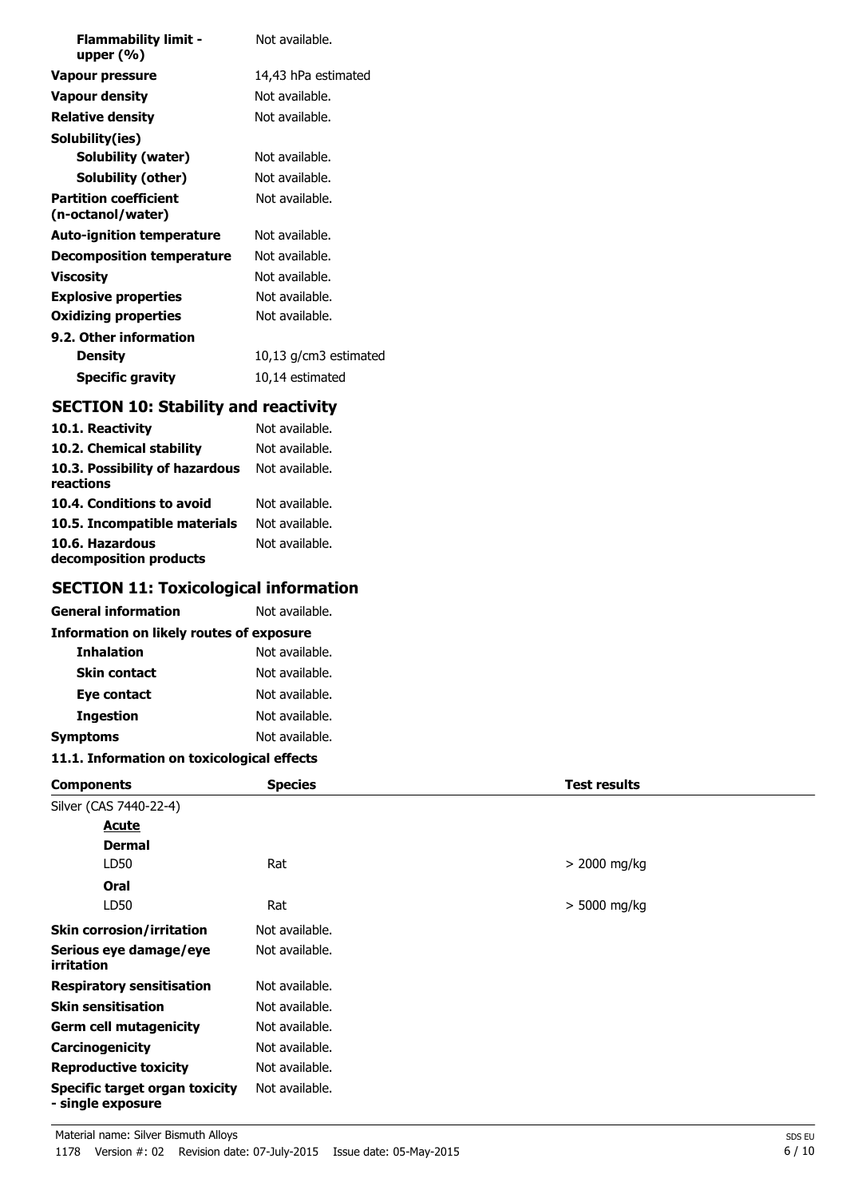| | |
|---|---|
| **Flammability limit - upper (%)** | Not available. |
| **Vapour pressure** | 14,43 hPa estimated |
| **Vapour density** | Not available. |
| **Relative density** | Not available. |
| **Solubility(ies)** | |
| **Solubility (water)** | Not available. |
| **Solubility (other)** | Not available. |
| **Partition coefficient (n-octanol/water)** | Not available. |
| **Auto-ignition temperature** | Not available. |
| **Decomposition temperature** | Not available. |
| **Viscosity** | Not available. |
| **Explosive properties** | Not available. |
| **Oxidizing properties** | Not available. |
| **9.2. Other information** | |
| **Density** | 10,13 g/cm3 estimated |
| **Specific gravity** | 10,14 estimated |

## SECTION 10: Stability and reactivity

| | |
|---|---|
| **10.1. Reactivity** | Not available. |
| **10.2. Chemical stability** | Not available. |
| **10.3. Possibility of hazardous reactions** | Not available. |
| **10.4. Conditions to avoid** | Not available. |
| **10.5. Incompatible materials** | Not available. |
| **10.6. Hazardous decomposition products** | Not available. |

## SECTION 11: Toxicological information

| | |
|---|---|
| **General information** | Not available. |
| **Information on likely routes of exposure** | |
| **Inhalation** | Not available. |
| **Skin contact** | Not available. |
| **Eye contact** | Not available. |
| **Ingestion** | Not available. |
| **Symptoms** | Not available. |

**11.1. Information on toxicological effects**

| Components | Species | Test results |
|---|---|---|
| Silver (CAS 7440-22-4) | | |
| **Acute** | | |
| **Dermal** | | |
| LD50 | Rat | > 2000 mg/kg |
| **Oral** | | |
| LD50 | Rat | > 5000 mg/kg |

| | |
|---|---|
| **Skin corrosion/irritation** | Not available. |
| **Serious eye damage/eye irritation** | Not available. |
| **Respiratory sensitisation** | Not available. |
| **Skin sensitisation** | Not available. |
| **Germ cell mutagenicity** | Not available. |
| **Carcinogenicity** | Not available. |
| **Reproductive toxicity** | Not available. |
| **Specific target organ toxicity - single exposure** | Not available. |

Material name: Silver Bismuth Alloys
1178 Version #: 02 Revision date: 07-July-2015 Issue date: 05-May-2015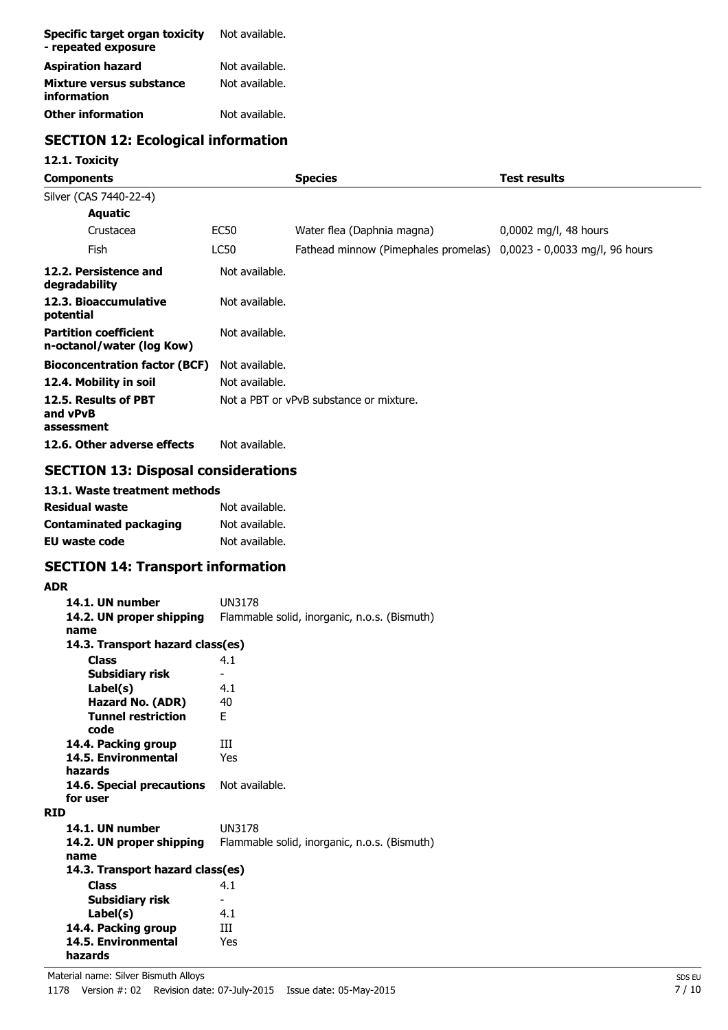| | |
|---|---|
| **Specific target organ toxicity - repeated exposure** | Not available. |
| **Aspiration hazard** | Not available. |
| **Mixture versus substance information** | Not available. |
| **Other information** | Not available. |

## SECTION 12: Ecological information

### 12.1. Toxicity

| Components | | Species | Test results |
|---|---|---|---|
| Silver (CAS 7440-22-4) | | | |
| **Aquatic** | | | |
| Crustacea | EC50 | Water flea (Daphnia magna) | 0,0002 mg/l, 48 hours |
| Fish | LC50 | Fathead minnow (Pimephales promelas) | 0,0023 - 0,0033 mg/l, 96 hours |

| | |
|---|---|
| **12.2. Persistence and degradability** | Not available. |
| **12.3. Bioaccumulative potential** | Not available. |
| **Partition coefficient n-octanol/water (log Kow)** | Not available. |
| **Bioconcentration factor (BCF)** | Not available. |
| **12.4. Mobility in soil** | Not available. |
| **12.5. Results of PBT and vPvB assessment** | Not a PBT or vPvB substance or mixture. |
| **12.6. Other adverse effects** | Not available. |

## SECTION 13: Disposal considerations

### 13.1. Waste treatment methods

| | |
|---|---|
| **Residual waste** | Not available. |
| **Contaminated packaging** | Not available. |
| **EU waste code** | Not available. |

## SECTION 14: Transport information

**ADR**

| | |
|---|---|
| **14.1. UN number** | UN3178 |
| **14.2. UN proper shipping name** | Flammable solid, inorganic, n.o.s. (Bismuth) |
| **14.3. Transport hazard class(es)** | |
| **Class** | 4.1 |
| **Subsidiary risk** | - |
| **Label(s)** | 4.1 |
| **Hazard No. (ADR)** | 40 |
| **Tunnel restriction code** | E |
| **14.4. Packing group** | III |
| **14.5. Environmental hazards** | Yes |
| **14.6. Special precautions for user** | Not available. |

**RID**

| | |
|---|---|
| **14.1. UN number** | UN3178 |
| **14.2. UN proper shipping name** | Flammable solid, inorganic, n.o.s. (Bismuth) |
| **14.3. Transport hazard class(es)** | |
| **Class** | 4.1 |
| **Subsidiary risk** | - |
| **Label(s)** | 4.1 |
| **14.4. Packing group** | III |
| **14.5. Environmental hazards** | Yes |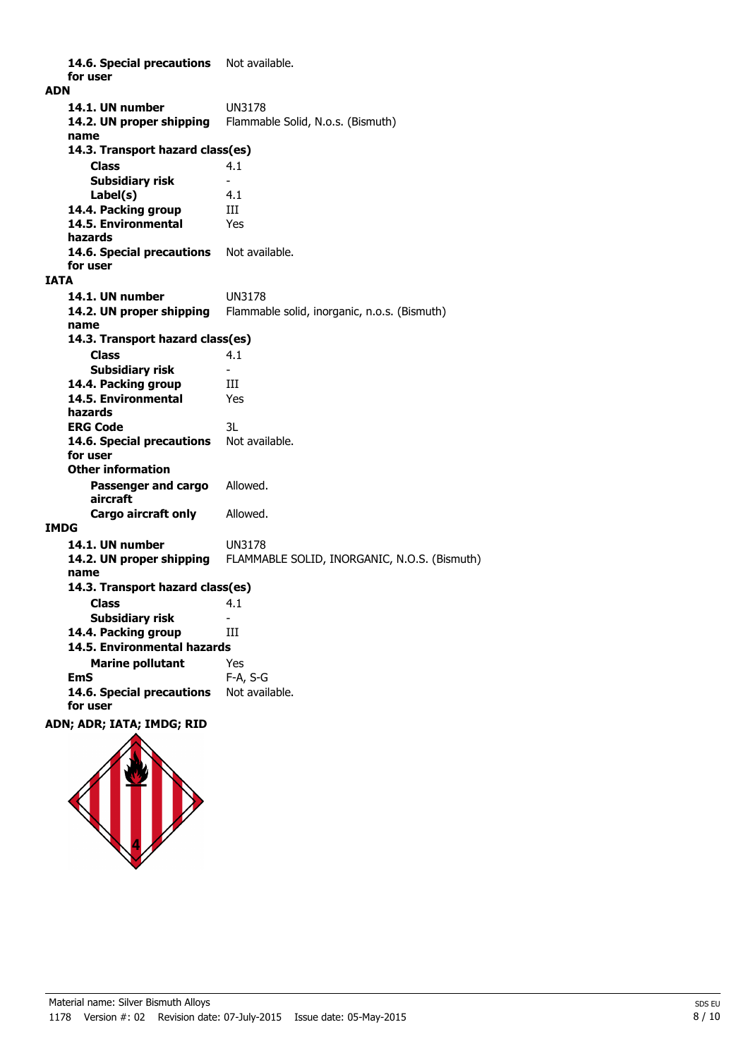**14.6. Special precautions for user** Not available.

**ADN**

**14.1. UN number** UN3178

**14.2. UN proper shipping name** Flammable Solid, N.o.s. (Bismuth)

**14.3. Transport hazard class(es)**

**Class** 4.1

**Subsidiary risk** -

**Label(s)** 4.1

**14.4. Packing group** III

**14.5. Environmental hazards** Yes

**14.6. Special precautions for user** Not available.

**IATA**

**14.1. UN number** UN3178

**14.2. UN proper shipping name** Flammable solid, inorganic, n.o.s. (Bismuth)

**14.3. Transport hazard class(es)**

**Class** 4.1

**Subsidiary risk** -

**14.4. Packing group** III

**14.5. Environmental hazards** Yes

**ERG Code** 3L

**14.6. Special precautions for user** Not available.

**Other information**

**Passenger and cargo aircraft** Allowed.

**Cargo aircraft only** Allowed.

**IMDG**

**14.1. UN number** UN3178

**14.2. UN proper shipping name** FLAMMABLE SOLID, INORGANIC, N.O.S. (Bismuth)

**14.3. Transport hazard class(es)**

**Class** 4.1

**Subsidiary risk** -

**14.4. Packing group** III

**14.5. Environmental hazards**

**Marine pollutant** Yes

**EmS** F-A, S-G

**14.6. Special precautions for user** Not available.

**ADN; ADR; IATA; IMDG; RID**

Material name: Silver Bismuth Alloys

1178 Version #: 02 Revision date: 07-July-2015 Issue date: 05-May-2015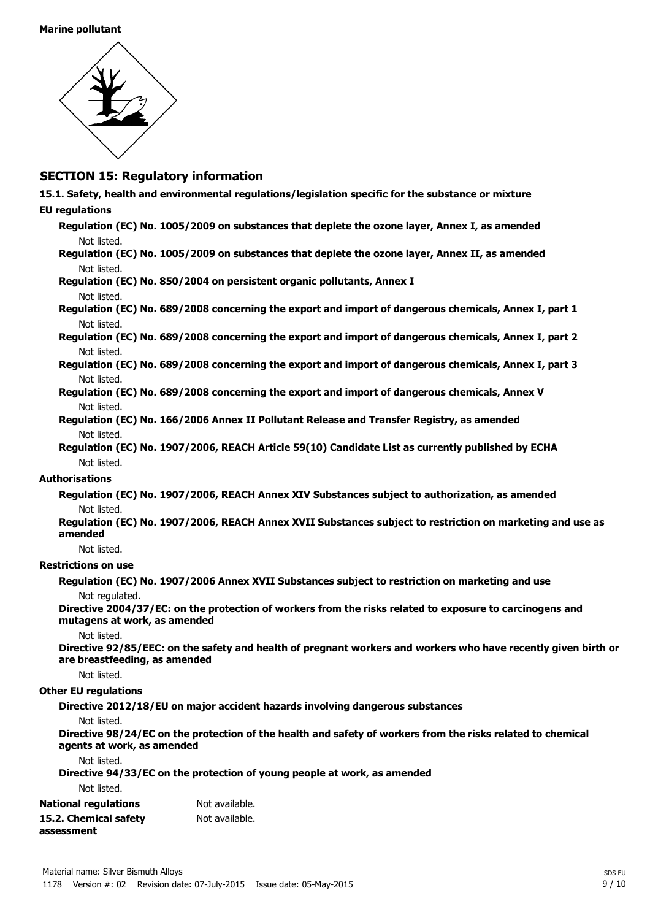**Marine pollutant**

## SECTION 15: Regulatory information

**15.1. Safety, health and environmental regulations/legislation specific for the substance or mixture**

**EU regulations**

**Regulation (EC) No. 1005/2009 on substances that deplete the ozone layer, Annex I, as amended**

Not listed.

**Regulation (EC) No. 1005/2009 on substances that deplete the ozone layer, Annex II, as amended**

Not listed.

**Regulation (EC) No. 850/2004 on persistent organic pollutants, Annex I**

Not listed.

**Regulation (EC) No. 689/2008 concerning the export and import of dangerous chemicals, Annex I, part 1**

Not listed.

**Regulation (EC) No. 689/2008 concerning the export and import of dangerous chemicals, Annex I, part 2**

Not listed.

**Regulation (EC) No. 689/2008 concerning the export and import of dangerous chemicals, Annex I, part 3**

Not listed.

**Regulation (EC) No. 689/2008 concerning the export and import of dangerous chemicals, Annex V**

Not listed.

**Regulation (EC) No. 166/2006 Annex II Pollutant Release and Transfer Registry, as amended**

Not listed.

**Regulation (EC) No. 1907/2006, REACH Article 59(10) Candidate List as currently published by ECHA**

Not listed.

**Authorisations**

**Regulation (EC) No. 1907/2006, REACH Annex XIV Substances subject to authorization, as amended**

Not listed.

**Regulation (EC) No. 1907/2006, REACH Annex XVII Substances subject to restriction on marketing and use as amended**

Not listed.

**Restrictions on use**

**Regulation (EC) No. 1907/2006 Annex XVII Substances subject to restriction on marketing and use**

Not regulated.

**Directive 2004/37/EC: on the protection of workers from the risks related to exposure to carcinogens and mutagens at work, as amended**

Not listed.

**Directive 92/85/EEC: on the safety and health of pregnant workers and workers who have recently given birth or are breastfeeding, as amended**

Not listed.

**Other EU regulations**

**Directive 2012/18/EU on major accident hazards involving dangerous substances**

Not listed.

**Directive 98/24/EC on the protection of the health and safety of workers from the risks related to chemical agents at work, as amended**

Not listed.

**Directive 94/33/EC on the protection of young people at work, as amended**

Not listed.

**National regulations** Not available.

**15.2. Chemical safety assessment** Not available.

Material name: Silver Bismuth Alloys

1178 Version #: 02 Revision date: 07-July-2015 Issue date: 05-May-2015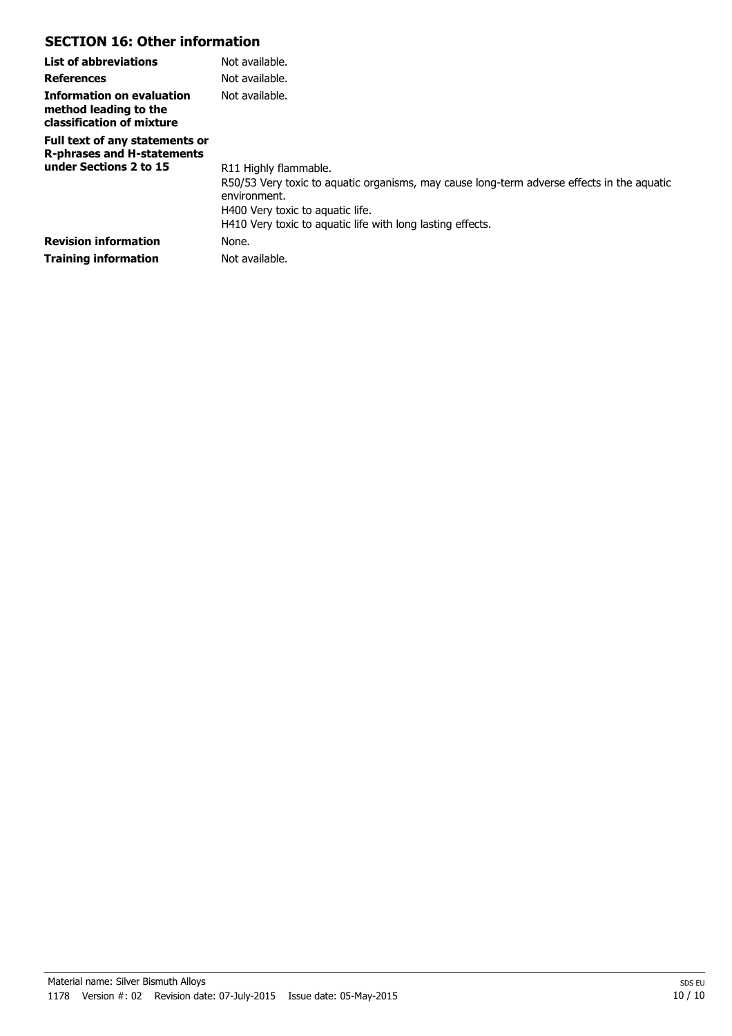## SECTION 16: Other information

| | |
|---|---|
| **List of abbreviations** | Not available. |
| **References** | Not available. |
| **Information on evaluation method leading to the classification of mixture** | Not available. |
| **Full text of any statements or R-phrases and H-statements under Sections 2 to 15** | R11 Highly flammable.<br>R50/53 Very toxic to aquatic organisms, may cause long-term adverse effects in the aquatic environment.<br>H400 Very toxic to aquatic life.<br>H410 Very toxic to aquatic life with long lasting effects. |
| **Revision information** | None. |
| **Training information** | Not available. |